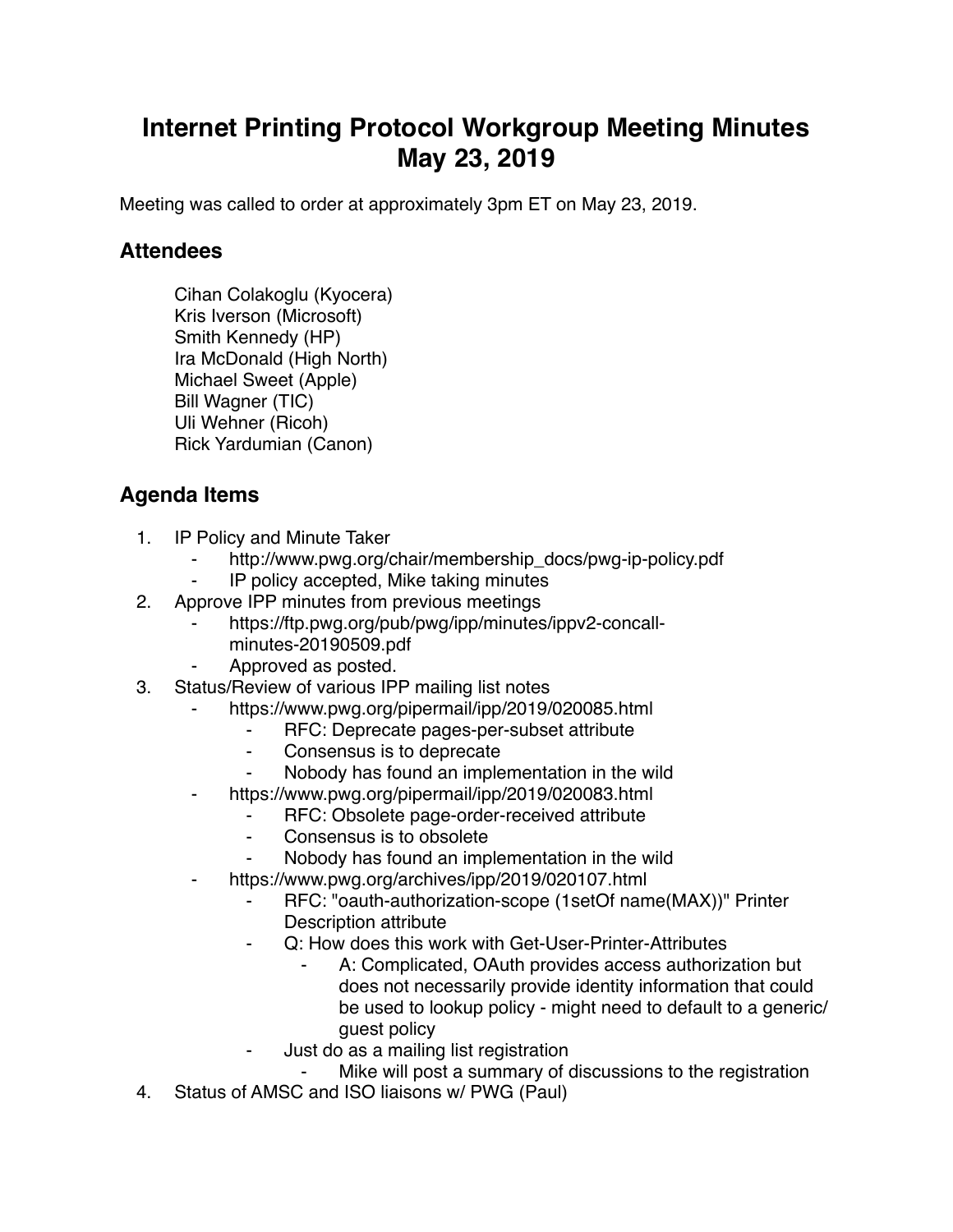# Internet Printing Protocol Workgroup Meeting Minutes May 23, 2019

Meeting was called to order at approximately 3pm ET on May 23, 2019.

## Attendees

Cihan Colakoglu (Kyocera)
Kris Iverson (Microsoft)
Smith Kennedy (HP)
Ira McDonald (High North)
Michael Sweet (Apple)
Bill Wagner (TIC)
Uli Wehner (Ricoh)
Rick Yardumian (Canon)

## Agenda Items

1. IP Policy and Minute Taker
    - http://www.pwg.org/chair/membership_docs/pwg-ip-policy.pdf
    - IP policy accepted, Mike taking minutes
2. Approve IPP minutes from previous meetings
    - https://ftp.pwg.org/pub/pwg/ipp/minutes/ippv2-concall-minutes-20190509.pdf
    - Approved as posted.
3. Status/Review of various IPP mailing list notes
    - https://www.pwg.org/pipermail/ipp/2019/020085.html
        - RFC: Deprecate pages-per-subset attribute
        - Consensus is to deprecate
        - Nobody has found an implementation in the wild
    - https://www.pwg.org/pipermail/ipp/2019/020083.html
        - RFC: Obsolete page-order-received attribute
        - Consensus is to obsolete
        - Nobody has found an implementation in the wild
    - https://www.pwg.org/archives/ipp/2019/020107.html
        - RFC: "oauth-authorization-scope (1setOf name(MAX))" Printer Description attribute
        - Q: How does this work with Get-User-Printer-Attributes
            - A: Complicated, OAuth provides access authorization but does not necessarily provide identity information that could be used to lookup policy - might need to default to a generic/guest policy
        - Just do as a mailing list registration
            - Mike will post a summary of discussions to the registration
4. Status of AMSC and ISO liaisons w/ PWG (Paul)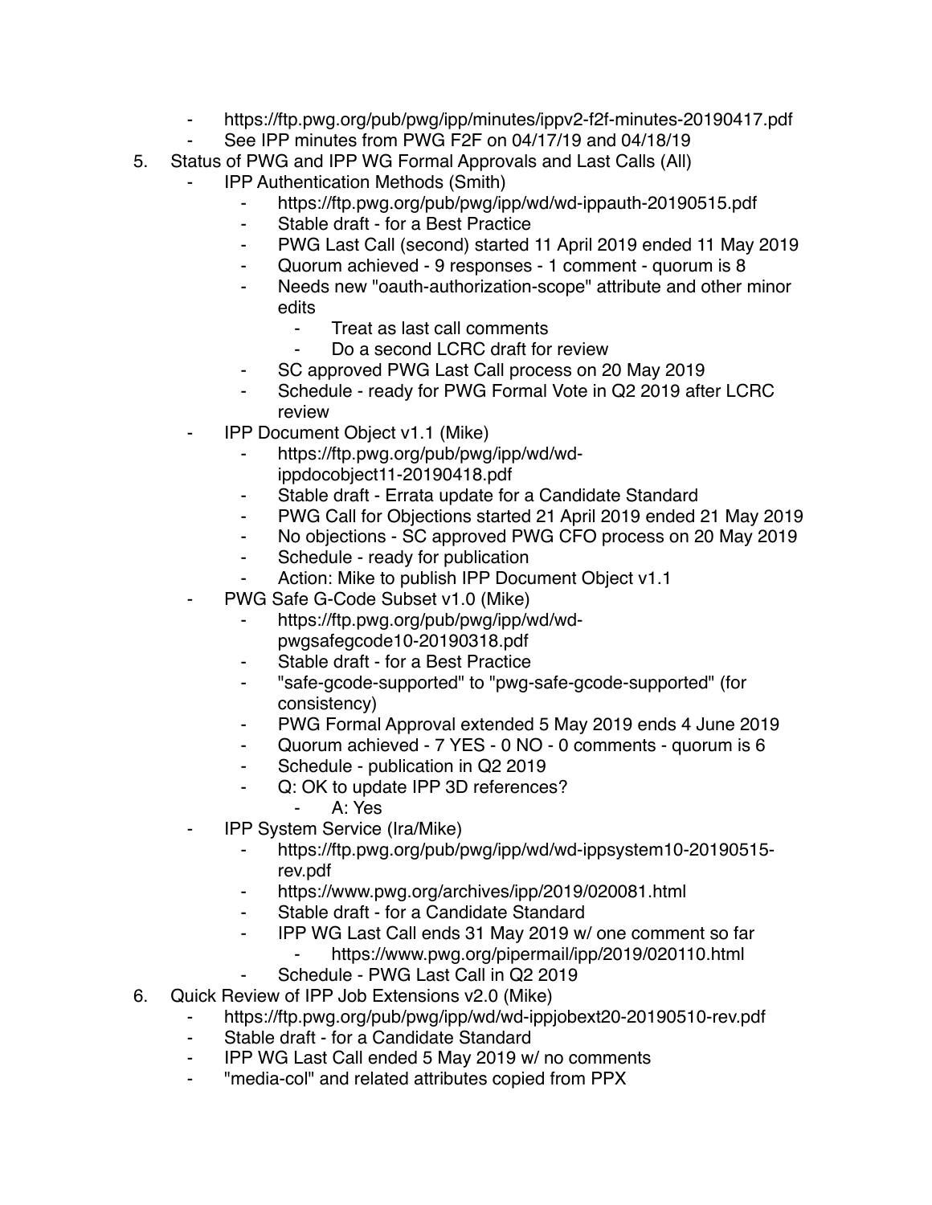- https://ftp.pwg.org/pub/pwg/ipp/minutes/ippv2-f2f-minutes-20190417.pdf
- See IPP minutes from PWG F2F on 04/17/19 and 04/18/19

5. Status of PWG and IPP WG Formal Approvals and Last Calls (All)
    - IPP Authentication Methods (Smith)
        - https://ftp.pwg.org/pub/pwg/ipp/wd/wd-ippauth-20190515.pdf
        - Stable draft - for a Best Practice
        - PWG Last Call (second) started 11 April 2019 ended 11 May 2019
        - Quorum achieved - 9 responses - 1 comment - quorum is 8
        - Needs new "oauth-authorization-scope" attribute and other minor edits
            - Treat as last call comments
            - Do a second LCRC draft for review
        - SC approved PWG Last Call process on 20 May 2019
        - Schedule - ready for PWG Formal Vote in Q2 2019 after LCRC review
    - IPP Document Object v1.1 (Mike)
        - https://ftp.pwg.org/pub/pwg/ipp/wd/wd-ippdocobject11-20190418.pdf
        - Stable draft - Errata update for a Candidate Standard
        - PWG Call for Objections started 21 April 2019 ended 21 May 2019
        - No objections - SC approved PWG CFO process on 20 May 2019
        - Schedule - ready for publication
        - Action: Mike to publish IPP Document Object v1.1
    - PWG Safe G-Code Subset v1.0 (Mike)
        - https://ftp.pwg.org/pub/pwg/ipp/wd/wd-pwgsafegcode10-20190318.pdf
        - Stable draft - for a Best Practice
        - "safe-gcode-supported" to "pwg-safe-gcode-supported" (for consistency)
        - PWG Formal Approval extended 5 May 2019 ends 4 June 2019
        - Quorum achieved - 7 YES - 0 NO - 0 comments - quorum is 6
        - Schedule - publication in Q2 2019
        - Q: OK to update IPP 3D references?
            - A: Yes
    - IPP System Service (Ira/Mike)
        - https://ftp.pwg.org/pub/pwg/ipp/wd/wd-ippsystem10-20190515-rev.pdf
        - https://www.pwg.org/archives/ipp/2019/020081.html
        - Stable draft - for a Candidate Standard
        - IPP WG Last Call ends 31 May 2019 w/ one comment so far
            - https://www.pwg.org/pipermail/ipp/2019/020110.html
        - Schedule - PWG Last Call in Q2 2019

6. Quick Review of IPP Job Extensions v2.0 (Mike)
    - https://ftp.pwg.org/pub/pwg/ipp/wd/wd-ippjobext20-20190510-rev.pdf
    - Stable draft - for a Candidate Standard
    - IPP WG Last Call ended 5 May 2019 w/ no comments
    - "media-col" and related attributes copied from PPX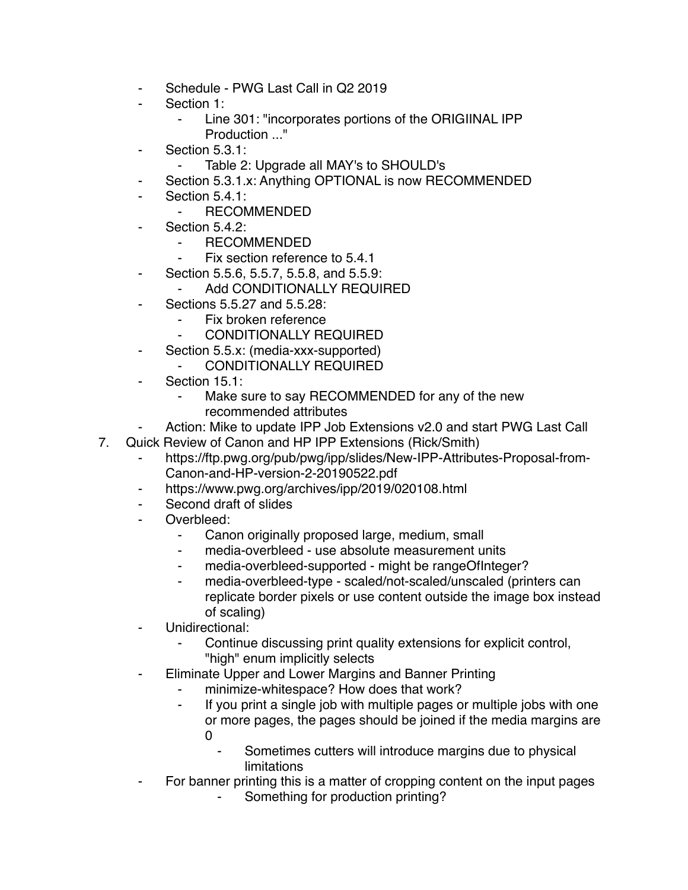- Schedule - PWG Last Call in Q2 2019
- Section 1:
    - Line 301: "incorporates portions of the ORIGIINAL IPP Production ..."
- Section 5.3.1:
    - Table 2: Upgrade all MAY's to SHOULD's
- Section 5.3.1.x: Anything OPTIONAL is now RECOMMENDED
- Section 5.4.1:
    - RECOMMENDED
- Section 5.4.2:
    - RECOMMENDED
    - Fix section reference to 5.4.1
- Section 5.5.6, 5.5.7, 5.5.8, and 5.5.9:
    - Add CONDITIONALLY REQUIRED
- Sections 5.5.27 and 5.5.28:
    - Fix broken reference
    - CONDITIONALLY REQUIRED
- Section 5.5.x: (media-xxx-supported)
    - CONDITIONALLY REQUIRED
- Section 15.1:
    - Make sure to say RECOMMENDED for any of the new recommended attributes
- Action: Mike to update IPP Job Extensions v2.0 and start PWG Last Call

7. Quick Review of Canon and HP IPP Extensions (Rick/Smith)
    - https://ftp.pwg.org/pub/pwg/ipp/slides/New-IPP-Attributes-Proposal-from-Canon-and-HP-version-2-20190522.pdf
    - https://www.pwg.org/archives/ipp/2019/020108.html
    - Second draft of slides
    - Overbleed:
        - Canon originally proposed large, medium, small
        - media-overbleed - use absolute measurement units
        - media-overbleed-supported - might be rangeOfInteger?
        - media-overbleed-type - scaled/not-scaled/unscaled (printers can replicate border pixels or use content outside the image box instead of scaling)
    - Unidirectional:
        - Continue discussing print quality extensions for explicit control, "high" enum implicitly selects
    - Eliminate Upper and Lower Margins and Banner Printing
        - minimize-whitespace? How does that work?
        - If you print a single job with multiple pages or multiple jobs with one or more pages, the pages should be joined if the media margins are 0
            - Sometimes cutters will introduce margins due to physical limitations
    - For banner printing this is a matter of cropping content on the input pages
            - Something for production printing?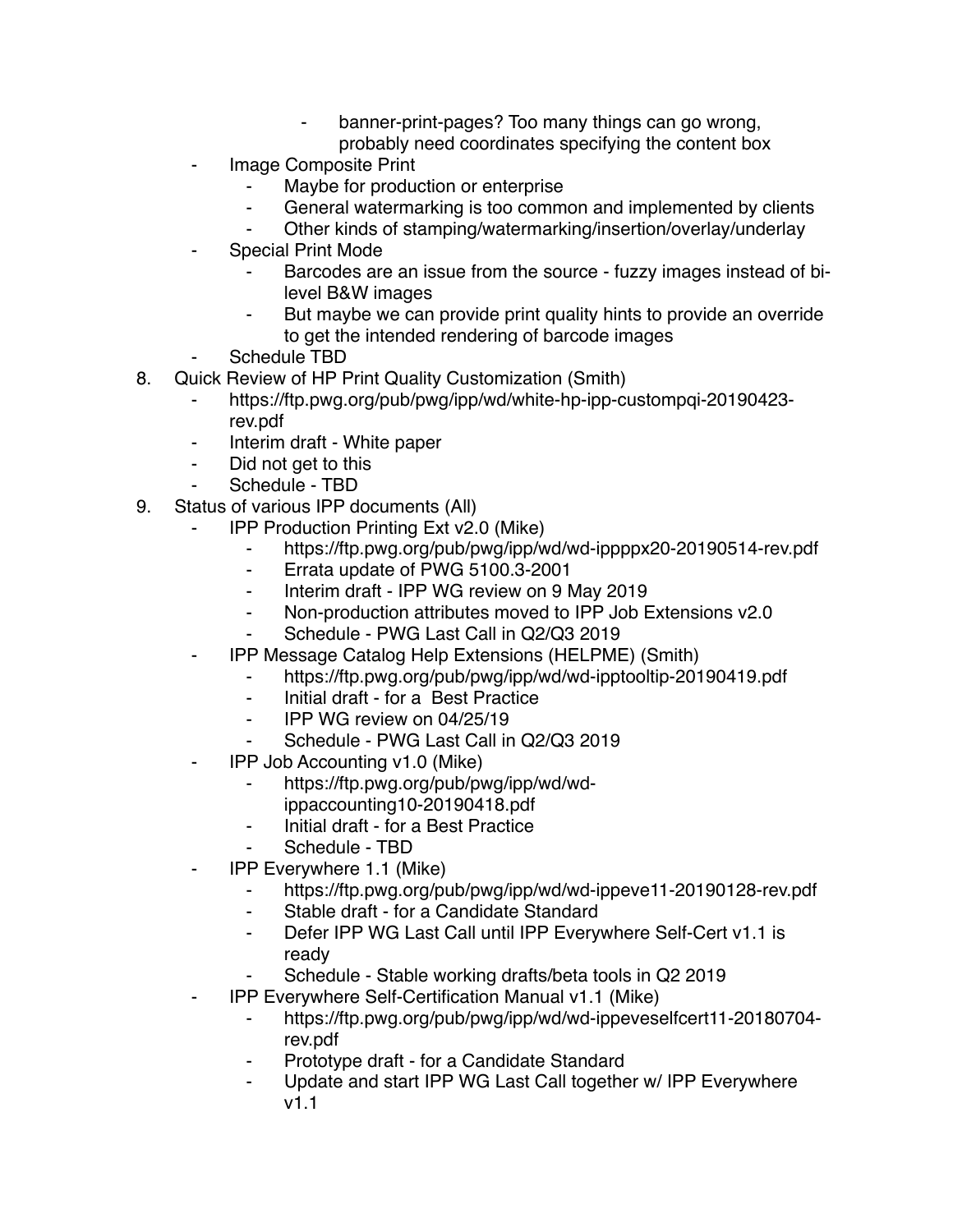- banner-print-pages? Too many things can go wrong, probably need coordinates specifying the content box
    - Image Composite Print
        - Maybe for production or enterprise
        - General watermarking is too common and implemented by clients
        - Other kinds of stamping/watermarking/insertion/overlay/underlay
    - Special Print Mode
        - Barcodes are an issue from the source - fuzzy images instead of bi-level B&W images
        - But maybe we can provide print quality hints to provide an override to get the intended rendering of barcode images
    - Schedule TBD
8. Quick Review of HP Print Quality Customization (Smith)
    - https://ftp.pwg.org/pub/pwg/ipp/wd/white-hp-ipp-custompqi-20190423-rev.pdf
    - Interim draft - White paper
    - Did not get to this
    - Schedule - TBD
9. Status of various IPP documents (All)
    - IPP Production Printing Ext v2.0 (Mike)
        - https://ftp.pwg.org/pub/pwg/ipp/wd/wd-ippppx20-20190514-rev.pdf
        - Errata update of PWG 5100.3-2001
        - Interim draft - IPP WG review on 9 May 2019
        - Non-production attributes moved to IPP Job Extensions v2.0
        - Schedule - PWG Last Call in Q2/Q3 2019
    - IPP Message Catalog Help Extensions (HELPME) (Smith)
        - https://ftp.pwg.org/pub/pwg/ipp/wd/wd-ipptooltip-20190419.pdf
        - Initial draft - for a Best Practice
        - IPP WG review on 04/25/19
        - Schedule - PWG Last Call in Q2/Q3 2019
    - IPP Job Accounting v1.0 (Mike)
        - https://ftp.pwg.org/pub/pwg/ipp/wd/wd-ippaccounting10-20190418.pdf
        - Initial draft - for a Best Practice
        - Schedule - TBD
    - IPP Everywhere 1.1 (Mike)
        - https://ftp.pwg.org/pub/pwg/ipp/wd/wd-ippeve11-20190128-rev.pdf
        - Stable draft - for a Candidate Standard
        - Defer IPP WG Last Call until IPP Everywhere Self-Cert v1.1 is ready
        - Schedule - Stable working drafts/beta tools in Q2 2019
    - IPP Everywhere Self-Certification Manual v1.1 (Mike)
        - https://ftp.pwg.org/pub/pwg/ipp/wd/wd-ippeveselfcert11-20180704-rev.pdf
        - Prototype draft - for a Candidate Standard
        - Update and start IPP WG Last Call together w/ IPP Everywhere v1.1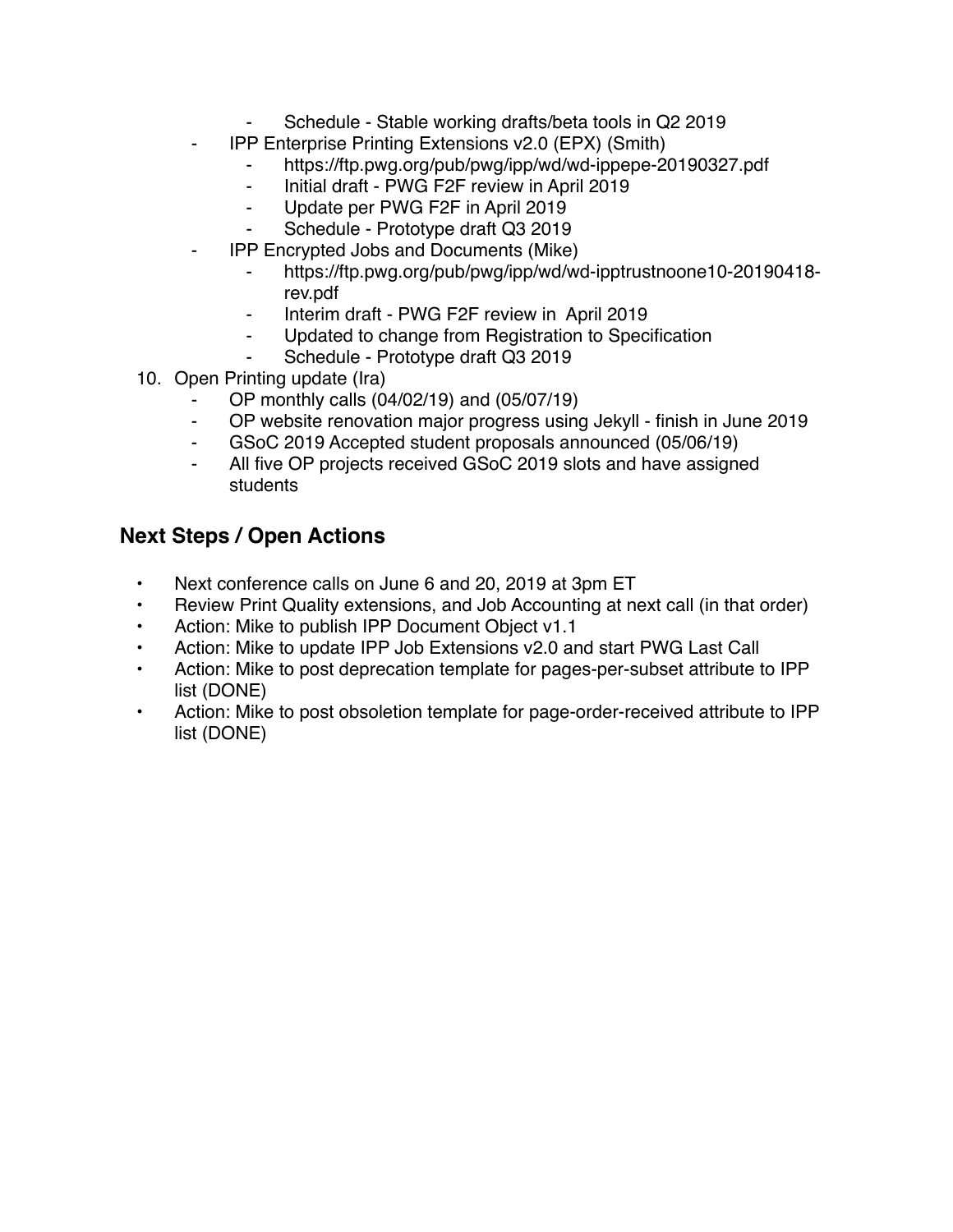- Schedule - Stable working drafts/beta tools in Q2 2019
    - IPP Enterprise Printing Extensions v2.0 (EPX) (Smith)
        - https://ftp.pwg.org/pub/pwg/ipp/wd/wd-ippepe-20190327.pdf
        - Initial draft - PWG F2F review in April 2019
        - Update per PWG F2F in April 2019
        - Schedule - Prototype draft Q3 2019
    - IPP Encrypted Jobs and Documents (Mike)
        - https://ftp.pwg.org/pub/pwg/ipp/wd/wd-ipptrustnoone10-20190418-rev.pdf
        - Interim draft - PWG F2F review in April 2019
        - Updated to change from Registration to Specification
        - Schedule - Prototype draft Q3 2019

10. Open Printing update (Ira)
    - OP monthly calls (04/02/19) and (05/07/19)
    - OP website renovation major progress using Jekyll - finish in June 2019
    - GSoC 2019 Accepted student proposals announced (05/06/19)
    - All five OP projects received GSoC 2019 slots and have assigned students

## Next Steps / Open Actions

- Next conference calls on June 6 and 20, 2019 at 3pm ET
- Review Print Quality extensions, and Job Accounting at next call (in that order)
- Action: Mike to publish IPP Document Object v1.1
- Action: Mike to update IPP Job Extensions v2.0 and start PWG Last Call
- Action: Mike to post deprecation template for pages-per-subset attribute to IPP list (DONE)
- Action: Mike to post obsoletion template for page-order-received attribute to IPP list (DONE)